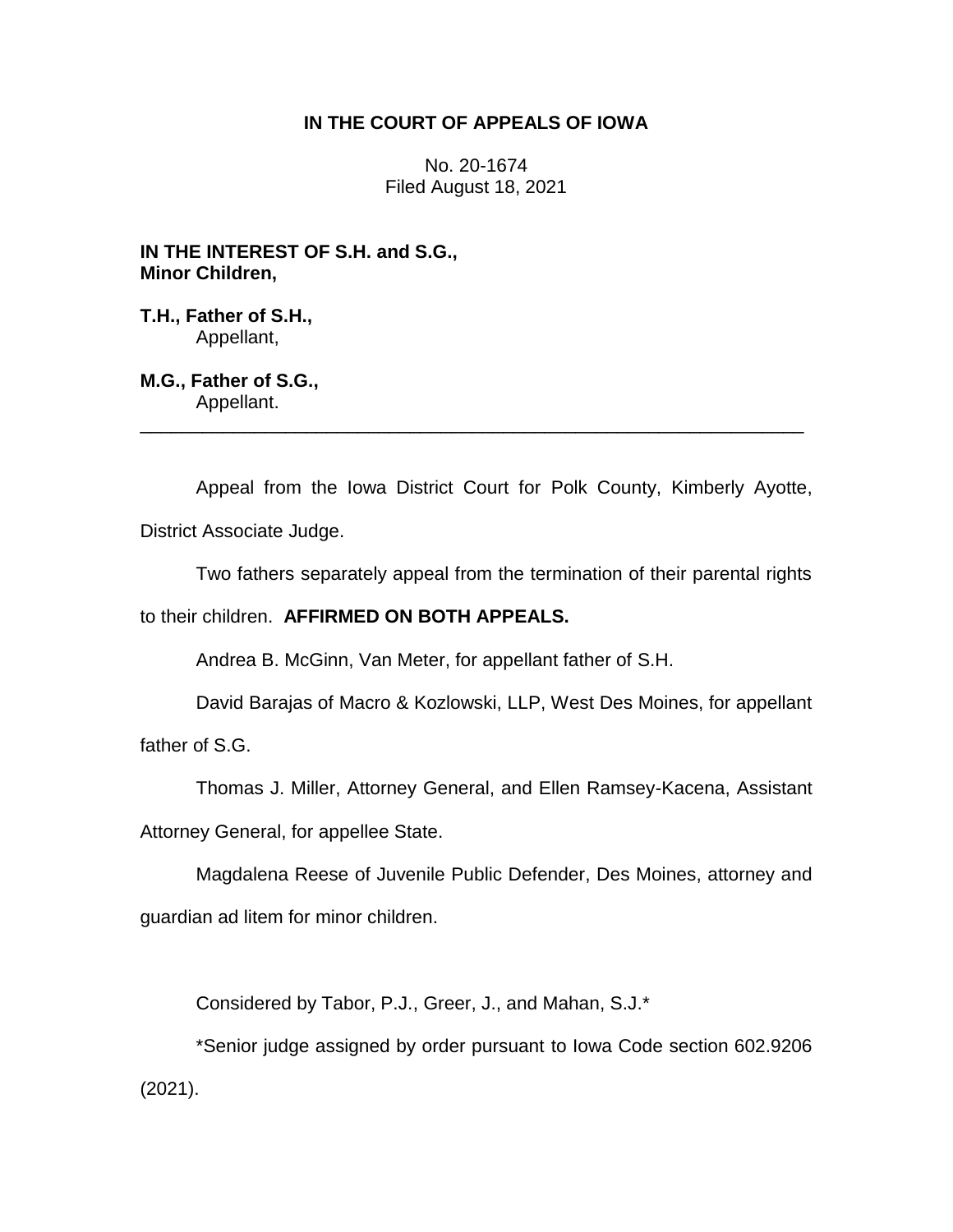# IN THE COURT OF APPEALS OF IOWA

No. 20-1674
Filed August 18, 2021

**IN THE INTEREST OF S.H. and S.G., Minor Children,**

**T.H., Father of S.H.,**
Appellant,

**M.G., Father of S.G.,**
Appellant.

---

Appeal from the Iowa District Court for Polk County, Kimberly Ayotte, District Associate Judge.

Two fathers separately appeal from the termination of their parental rights to their children. **AFFIRMED ON BOTH APPEALS.**

Andrea B. McGinn, Van Meter, for appellant father of S.H.

David Barajas of Macro & Kozlowski, LLP, West Des Moines, for appellant father of S.G.

Thomas J. Miller, Attorney General, and Ellen Ramsey-Kacena, Assistant Attorney General, for appellee State.

Magdalena Reese of Juvenile Public Defender, Des Moines, attorney and guardian ad litem for minor children.

Considered by Tabor, P.J., Greer, J., and Mahan, S.J.*

*Senior judge assigned by order pursuant to Iowa Code section 602.9206 (2021).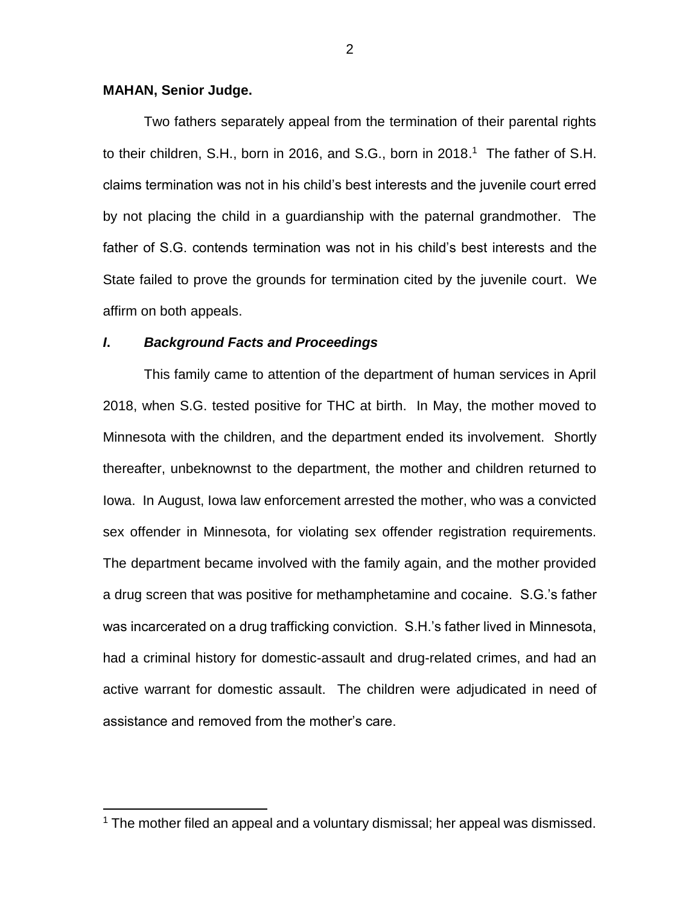**MAHAN, Senior Judge.**

Two fathers separately appeal from the termination of their parental rights to their children, S.H., born in 2016, and S.G., born in 2018.[1] The father of S.H. claims termination was not in his child's best interests and the juvenile court erred by not placing the child in a guardianship with the paternal grandmother. The father of S.G. contends termination was not in his child's best interests and the State failed to prove the grounds for termination cited by the juvenile court. We affirm on both appeals.

### *I. Background Facts and Proceedings*

This family came to attention of the department of human services in April 2018, when S.G. tested positive for THC at birth. In May, the mother moved to Minnesota with the children, and the department ended its involvement. Shortly thereafter, unbeknownst to the department, the mother and children returned to Iowa. In August, Iowa law enforcement arrested the mother, who was a convicted sex offender in Minnesota, for violating sex offender registration requirements. The department became involved with the family again, and the mother provided a drug screen that was positive for methamphetamine and cocaine. S.G.'s father was incarcerated on a drug trafficking conviction. S.H.'s father lived in Minnesota, had a criminal history for domestic-assault and drug-related crimes, and had an active warrant for domestic assault. The children were adjudicated in need of assistance and removed from the mother's care.

[1] The mother filed an appeal and a voluntary dismissal; her appeal was dismissed.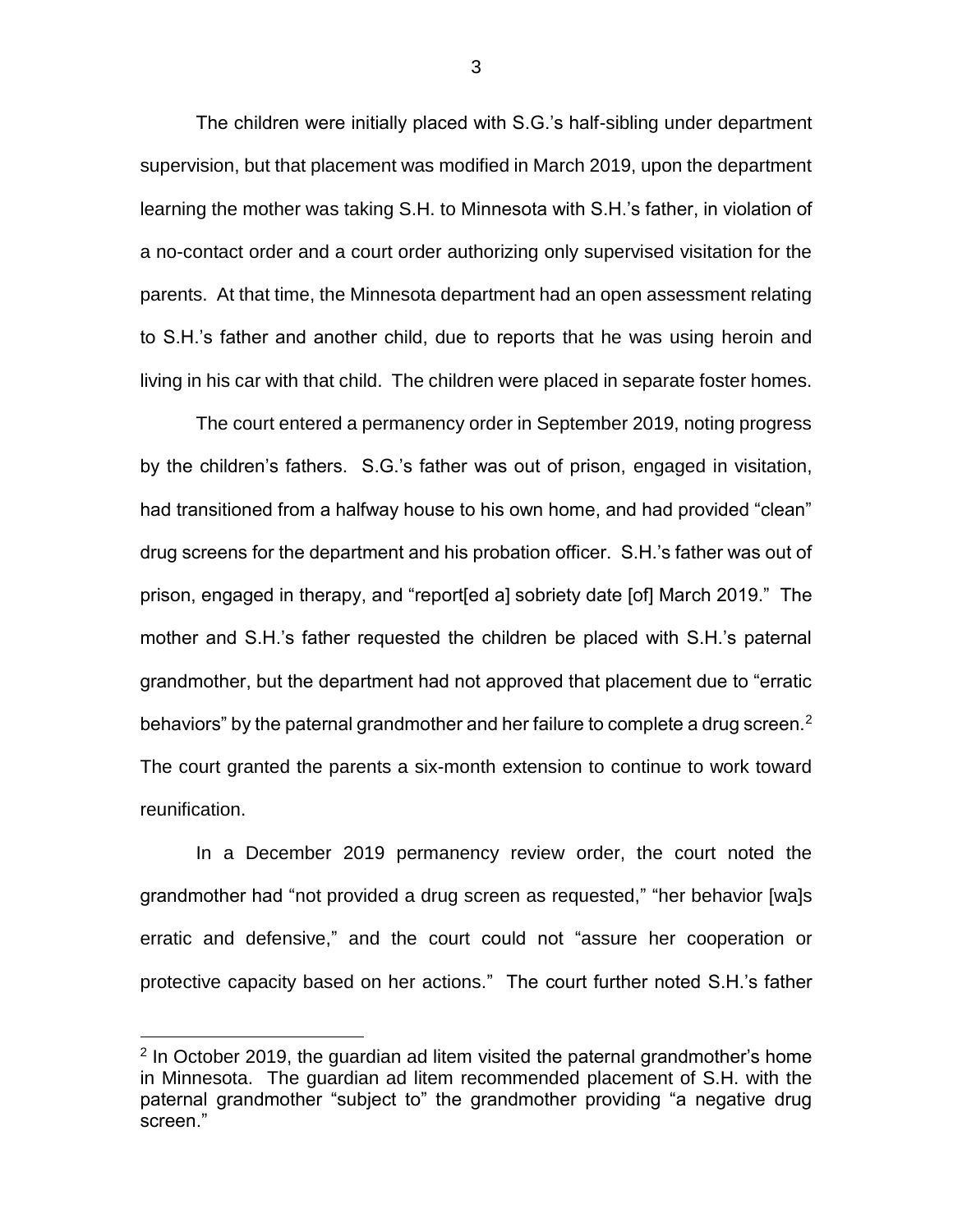The children were initially placed with S.G.'s half-sibling under department supervision, but that placement was modified in March 2019, upon the department learning the mother was taking S.H. to Minnesota with S.H.'s father, in violation of a no-contact order and a court order authorizing only supervised visitation for the parents. At that time, the Minnesota department had an open assessment relating to S.H.'s father and another child, due to reports that he was using heroin and living in his car with that child. The children were placed in separate foster homes.

The court entered a permanency order in September 2019, noting progress by the children's fathers. S.G.'s father was out of prison, engaged in visitation, had transitioned from a halfway house to his own home, and had provided "clean" drug screens for the department and his probation officer. S.H.'s father was out of prison, engaged in therapy, and "report[ed a] sobriety date [of] March 2019." The mother and S.H.'s father requested the children be placed with S.H.'s paternal grandmother, but the department had not approved that placement due to "erratic behaviors" by the paternal grandmother and her failure to complete a drug screen.[2] The court granted the parents a six-month extension to continue to work toward reunification.

In a December 2019 permanency review order, the court noted the grandmother had "not provided a drug screen as requested," "her behavior [wa]s erratic and defensive," and the court could not "assure her cooperation or protective capacity based on her actions." The court further noted S.H.'s father

[2] In October 2019, the guardian ad litem visited the paternal grandmother's home in Minnesota. The guardian ad litem recommended placement of S.H. with the paternal grandmother "subject to" the grandmother providing "a negative drug screen."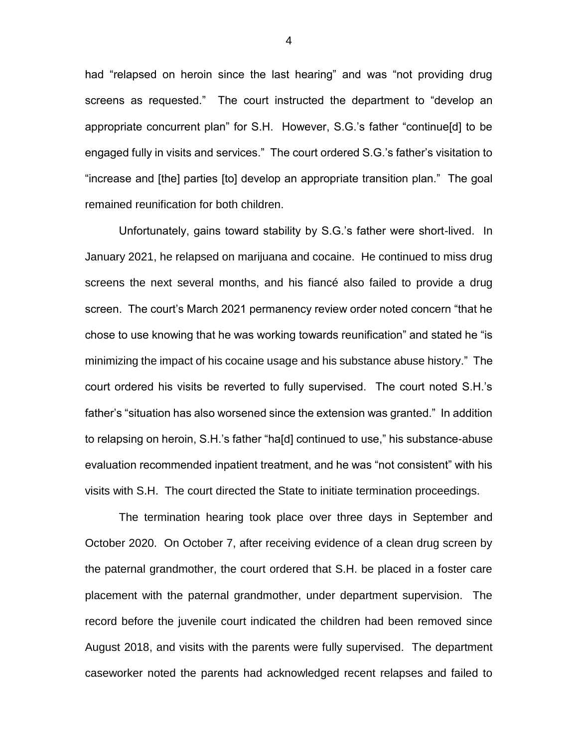had "relapsed on heroin since the last hearing" and was "not providing drug screens as requested." The court instructed the department to "develop an appropriate concurrent plan" for S.H. However, S.G.'s father "continue[d] to be engaged fully in visits and services." The court ordered S.G.'s father's visitation to "increase and [the] parties [to] develop an appropriate transition plan." The goal remained reunification for both children.

Unfortunately, gains toward stability by S.G.'s father were short-lived. In January 2021, he relapsed on marijuana and cocaine. He continued to miss drug screens the next several months, and his fiancé also failed to provide a drug screen. The court's March 2021 permanency review order noted concern "that he chose to use knowing that he was working towards reunification" and stated he "is minimizing the impact of his cocaine usage and his substance abuse history." The court ordered his visits be reverted to fully supervised. The court noted S.H.'s father's "situation has also worsened since the extension was granted." In addition to relapsing on heroin, S.H.'s father "ha[d] continued to use," his substance-abuse evaluation recommended inpatient treatment, and he was "not consistent" with his visits with S.H. The court directed the State to initiate termination proceedings.

The termination hearing took place over three days in September and October 2020. On October 7, after receiving evidence of a clean drug screen by the paternal grandmother, the court ordered that S.H. be placed in a foster care placement with the paternal grandmother, under department supervision. The record before the juvenile court indicated the children had been removed since August 2018, and visits with the parents were fully supervised. The department caseworker noted the parents had acknowledged recent relapses and failed to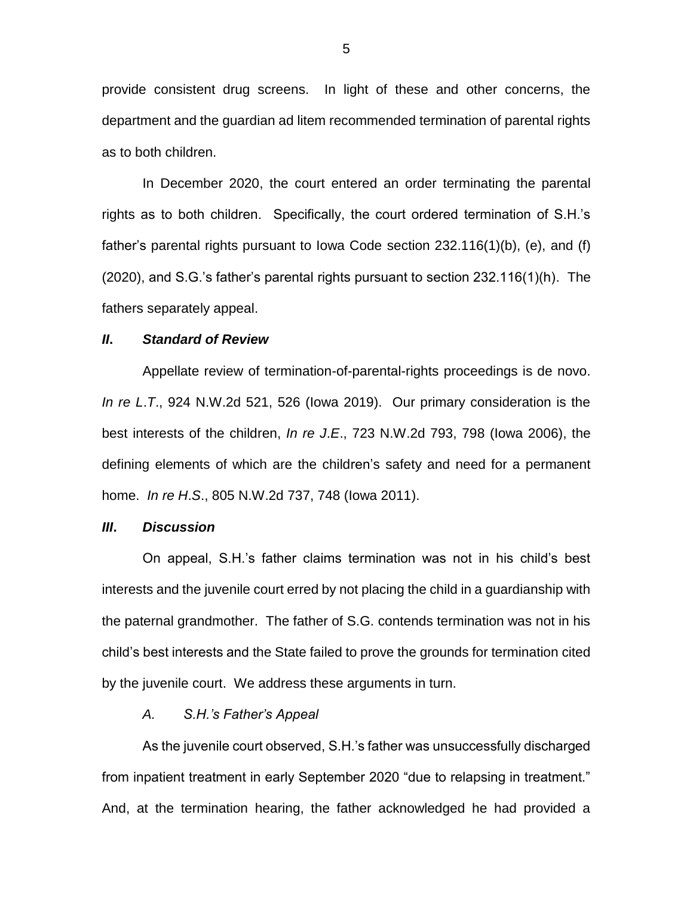provide consistent drug screens. In light of these and other concerns, the department and the guardian ad litem recommended termination of parental rights as to both children.

In December 2020, the court entered an order terminating the parental rights as to both children. Specifically, the court ordered termination of S.H.'s father's parental rights pursuant to Iowa Code section 232.116(1)(b), (e), and (f) (2020), and S.G.'s father's parental rights pursuant to section 232.116(1)(h). The fathers separately appeal.

### *II. Standard of Review*

Appellate review of termination-of-parental-rights proceedings is de novo. *In re L.T.*, 924 N.W.2d 521, 526 (Iowa 2019). Our primary consideration is the best interests of the children, *In re J.E.*, 723 N.W.2d 793, 798 (Iowa 2006), the defining elements of which are the children's safety and need for a permanent home. *In re H.S.*, 805 N.W.2d 737, 748 (Iowa 2011).

### *III. Discussion*

On appeal, S.H.'s father claims termination was not in his child's best interests and the juvenile court erred by not placing the child in a guardianship with the paternal grandmother. The father of S.G. contends termination was not in his child's best interests and the State failed to prove the grounds for termination cited by the juvenile court. We address these arguments in turn.

#### *A. S.H.'s Father's Appeal*

As the juvenile court observed, S.H.'s father was unsuccessfully discharged from inpatient treatment in early September 2020 "due to relapsing in treatment." And, at the termination hearing, the father acknowledged he had provided a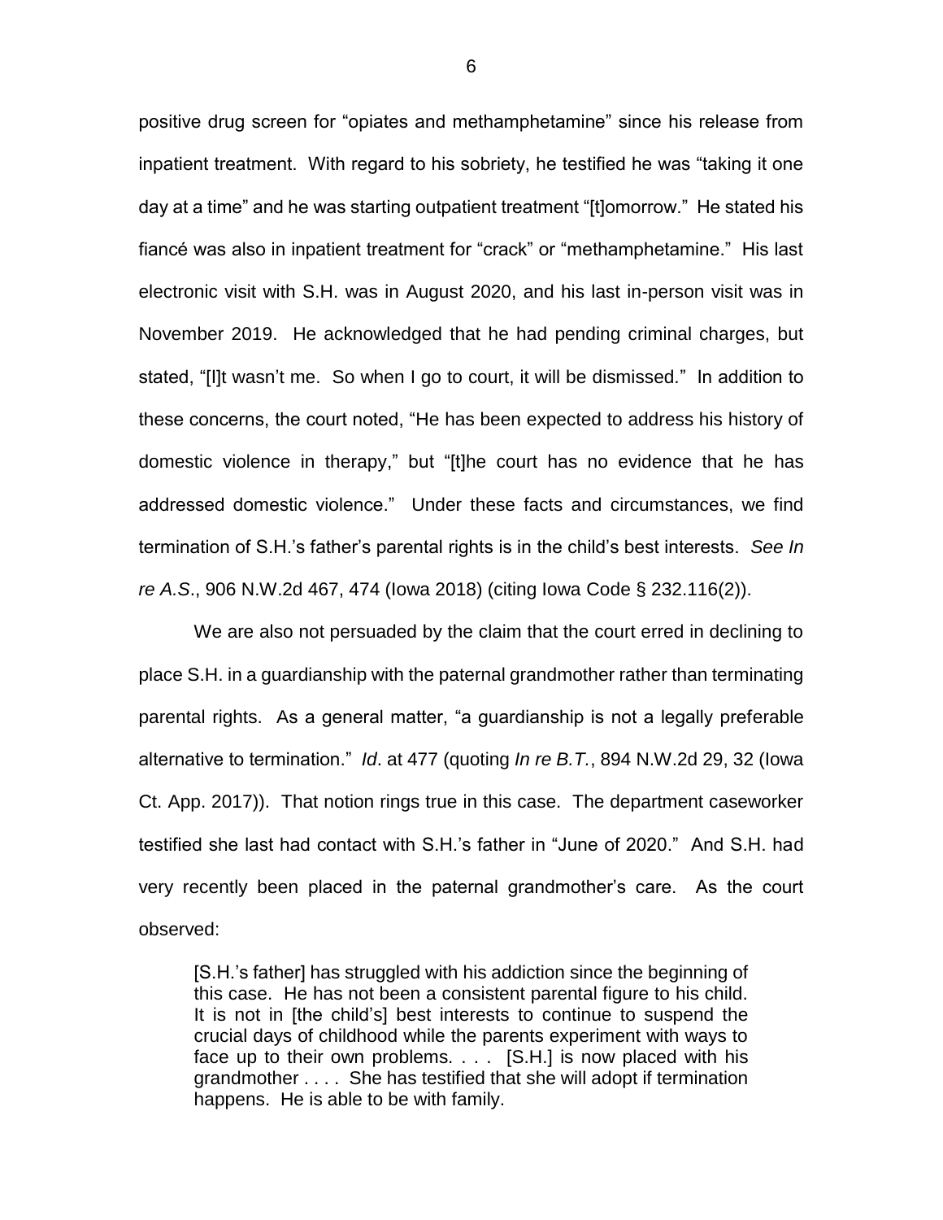positive drug screen for "opiates and methamphetamine" since his release from inpatient treatment. With regard to his sobriety, he testified he was "taking it one day at a time" and he was starting outpatient treatment "[t]omorrow." He stated his fiancé was also in inpatient treatment for "crack" or "methamphetamine." His last electronic visit with S.H. was in August 2020, and his last in-person visit was in November 2019. He acknowledged that he had pending criminal charges, but stated, "[I]t wasn't me. So when I go to court, it will be dismissed." In addition to these concerns, the court noted, "He has been expected to address his history of domestic violence in therapy," but "[t]he court has no evidence that he has addressed domestic violence." Under these facts and circumstances, we find termination of S.H.'s father's parental rights is in the child's best interests. *See In re A.S.*, 906 N.W.2d 467, 474 (Iowa 2018) (citing Iowa Code § 232.116(2)).

We are also not persuaded by the claim that the court erred in declining to place S.H. in a guardianship with the paternal grandmother rather than terminating parental rights. As a general matter, "a guardianship is not a legally preferable alternative to termination." *Id*. at 477 (quoting *In re B.T.*, 894 N.W.2d 29, 32 (Iowa Ct. App. 2017)). That notion rings true in this case. The department caseworker testified she last had contact with S.H.'s father in "June of 2020." And S.H. had very recently been placed in the paternal grandmother's care. As the court observed:

> [S.H.'s father] has struggled with his addiction since the beginning of this case. He has not been a consistent parental figure to his child. It is not in [the child's] best interests to continue to suspend the crucial days of childhood while the parents experiment with ways to face up to their own problems. . . . [S.H.] is now placed with his grandmother . . . . She has testified that she will adopt if termination happens. He is able to be with family.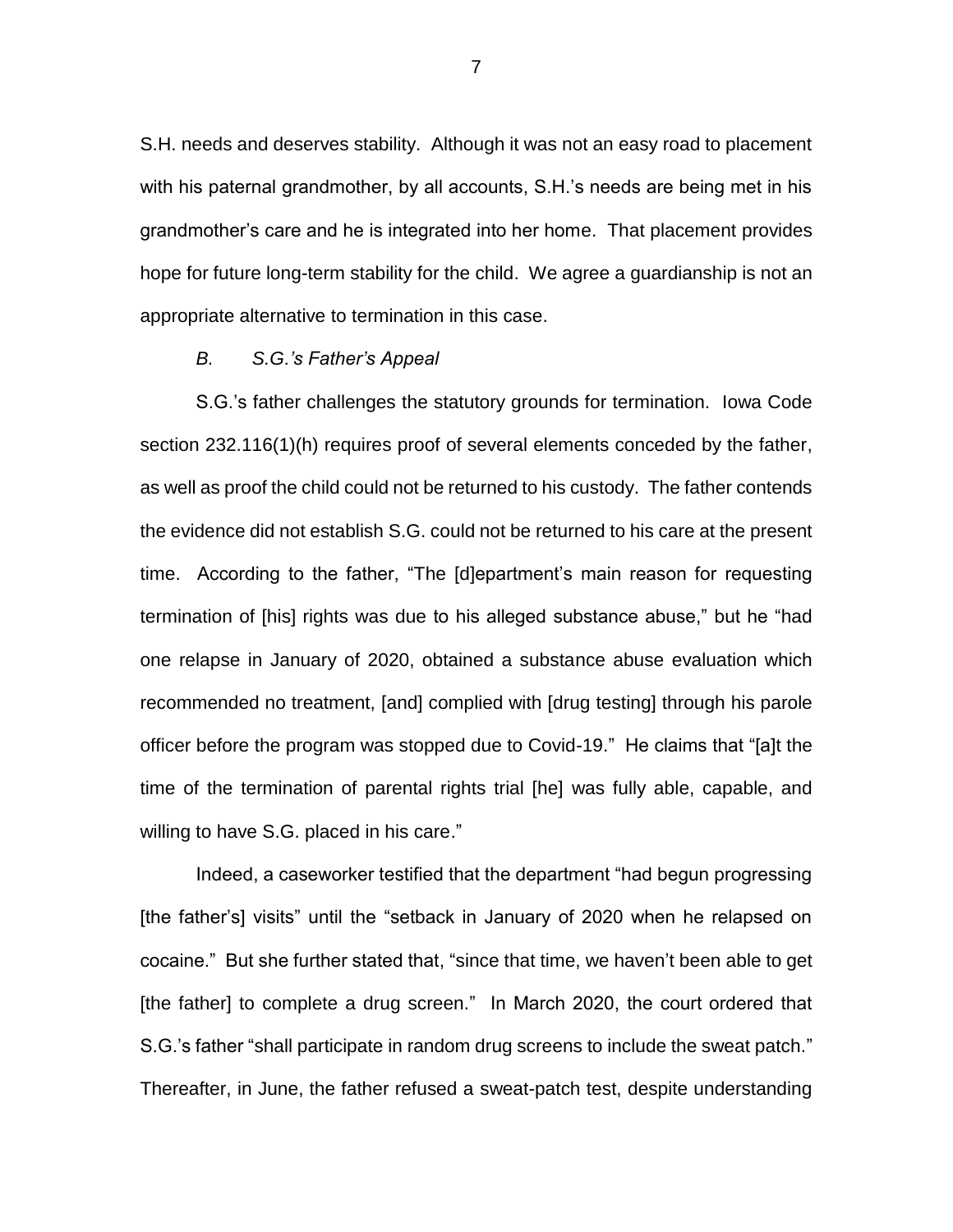S.H. needs and deserves stability. Although it was not an easy road to placement with his paternal grandmother, by all accounts, S.H.'s needs are being met in his grandmother's care and he is integrated into her home. That placement provides hope for future long-term stability for the child. We agree a guardianship is not an appropriate alternative to termination in this case.

### *B. S.G.'s Father's Appeal*

S.G.'s father challenges the statutory grounds for termination. Iowa Code section 232.116(1)(h) requires proof of several elements conceded by the father, as well as proof the child could not be returned to his custody. The father contends the evidence did not establish S.G. could not be returned to his care at the present time. According to the father, "The [d]epartment's main reason for requesting termination of [his] rights was due to his alleged substance abuse," but he "had one relapse in January of 2020, obtained a substance abuse evaluation which recommended no treatment, [and] complied with [drug testing] through his parole officer before the program was stopped due to Covid-19." He claims that "[a]t the time of the termination of parental rights trial [he] was fully able, capable, and willing to have S.G. placed in his care."

Indeed, a caseworker testified that the department "had begun progressing [the father's] visits" until the "setback in January of 2020 when he relapsed on cocaine." But she further stated that, "since that time, we haven't been able to get [the father] to complete a drug screen." In March 2020, the court ordered that S.G.'s father "shall participate in random drug screens to include the sweat patch." Thereafter, in June, the father refused a sweat-patch test, despite understanding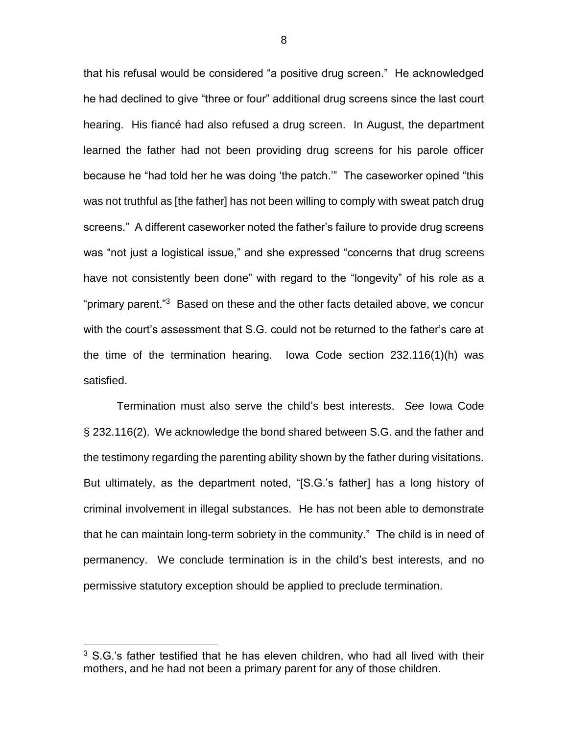that his refusal would be considered "a positive drug screen." He acknowledged he had declined to give "three or four" additional drug screens since the last court hearing. His fiancé had also refused a drug screen. In August, the department learned the father had not been providing drug screens for his parole officer because he "had told her he was doing 'the patch.'" The caseworker opined "this was not truthful as [the father] has not been willing to comply with sweat patch drug screens." A different caseworker noted the father's failure to provide drug screens was "not just a logistical issue," and she expressed "concerns that drug screens have not consistently been done" with regard to the "longevity" of his role as a "primary parent."[3] Based on these and the other facts detailed above, we concur with the court's assessment that S.G. could not be returned to the father's care at the time of the termination hearing. Iowa Code section 232.116(1)(h) was satisfied.

Termination must also serve the child's best interests. *See* Iowa Code § 232.116(2). We acknowledge the bond shared between S.G. and the father and the testimony regarding the parenting ability shown by the father during visitations. But ultimately, as the department noted, "[S.G.'s father] has a long history of criminal involvement in illegal substances. He has not been able to demonstrate that he can maintain long-term sobriety in the community." The child is in need of permanency. We conclude termination is in the child's best interests, and no permissive statutory exception should be applied to preclude termination.

[3] S.G.'s father testified that he has eleven children, who had all lived with their mothers, and he had not been a primary parent for any of those children.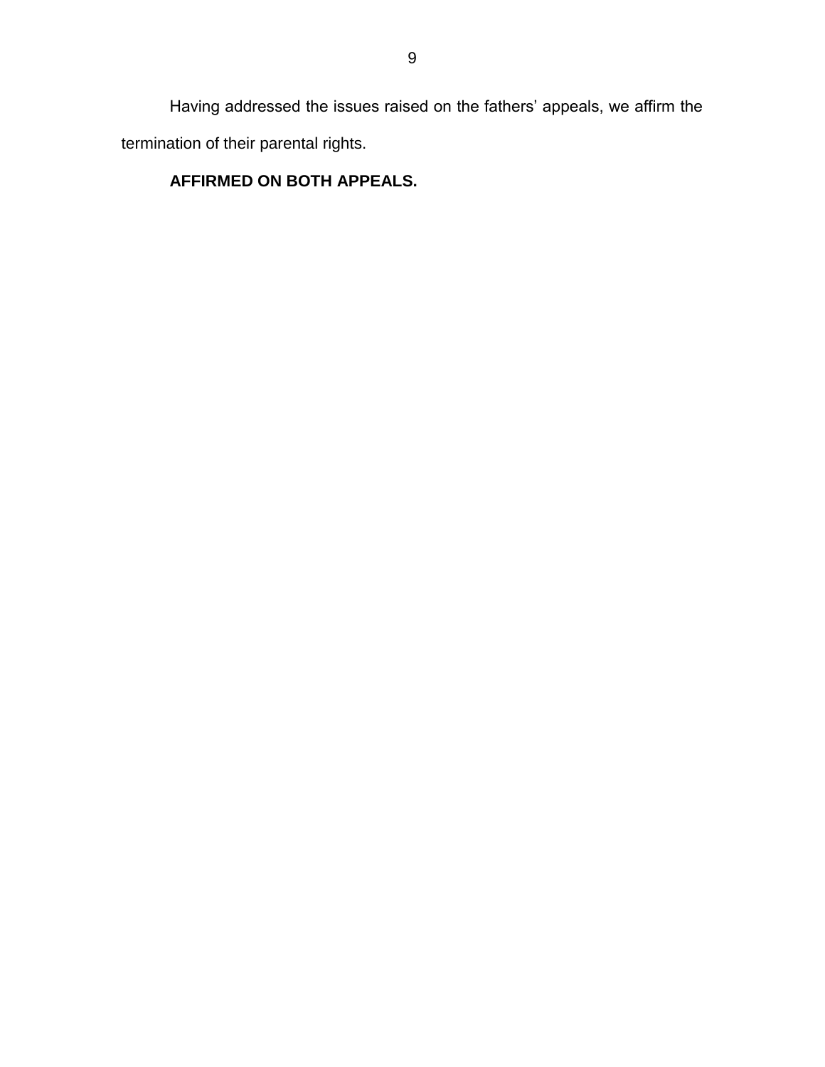Having addressed the issues raised on the fathers' appeals, we affirm the termination of their parental rights.

**AFFIRMED ON BOTH APPEALS.**